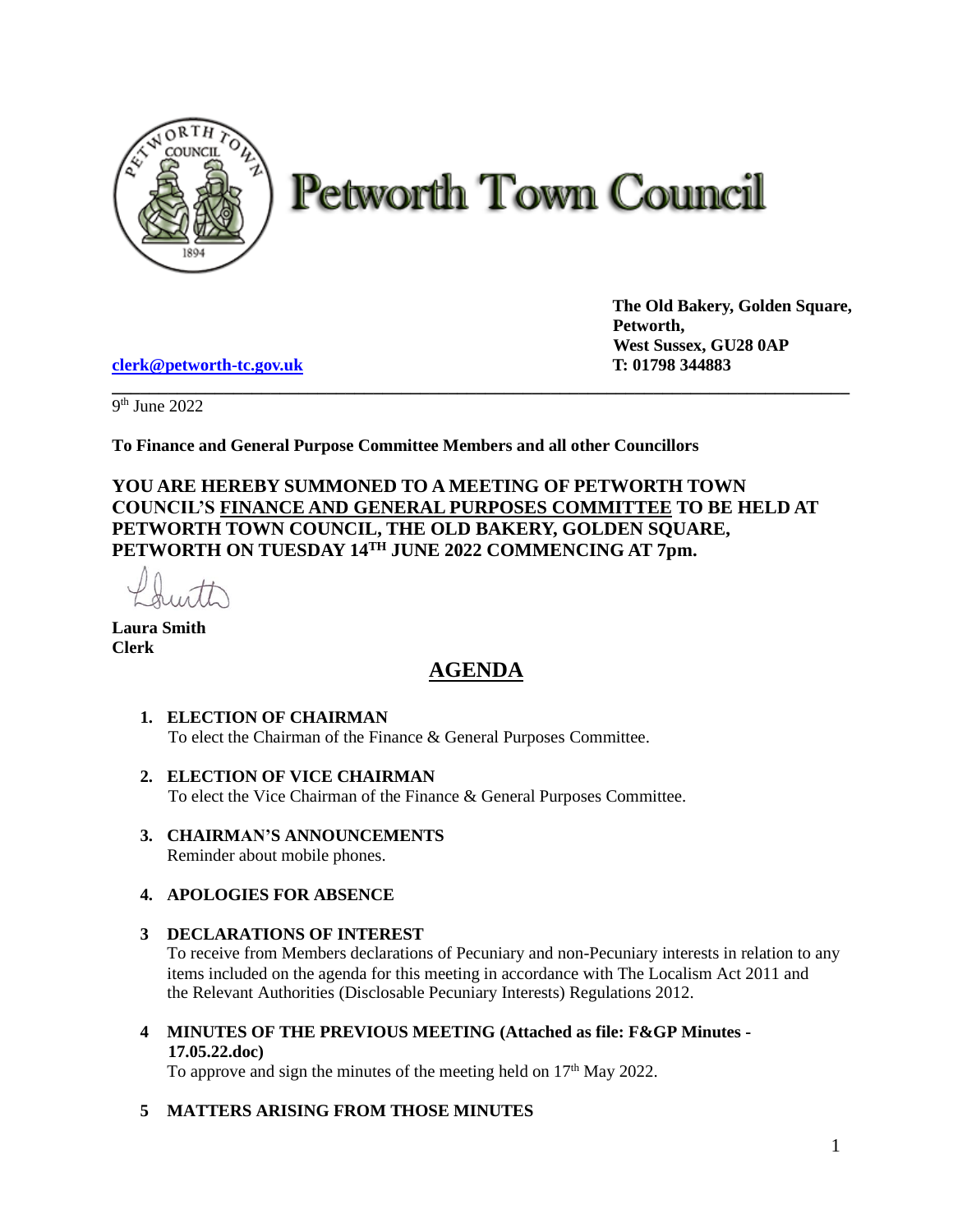# Petworth Town Council

**The Old Bakery, Golden Square,**
**Petworth,**
**West Sussex, GU28 0AP**
**T: 01798 344883**

**clerk@petworth-tc.gov.uk**

---

9th June 2022

**To Finance and General Purpose Committee Members and all other Councillors**

**YOU ARE HEREBY SUMMONED TO A MEETING OF PETWORTH TOWN COUNCIL'S FINANCE AND GENERAL PURPOSES COMMITTEE TO BE HELD AT PETWORTH TOWN COUNCIL, THE OLD BAKERY, GOLDEN SQUARE, PETWORTH ON TUESDAY 14TH JUNE 2022 COMMENCING AT 7pm.**

**Laura Smith**
**Clerk**

## AGENDA

1. **ELECTION OF CHAIRMAN**
   To elect the Chairman of the Finance & General Purposes Committee.

2. **ELECTION OF VICE CHAIRMAN**
   To elect the Vice Chairman of the Finance & General Purposes Committee.

3. **CHAIRMAN'S ANNOUNCEMENTS**
   Reminder about mobile phones.

4. **APOLOGIES FOR ABSENCE**

3 **DECLARATIONS OF INTEREST**
   To receive from Members declarations of Pecuniary and non-Pecuniary interests in relation to any items included on the agenda for this meeting in accordance with The Localism Act 2011 and the Relevant Authorities (Disclosable Pecuniary Interests) Regulations 2012.

4 **MINUTES OF THE PREVIOUS MEETING (Attached as file: F&GP Minutes - 17.05.22.doc)**
   To approve and sign the minutes of the meeting held on 17th May 2022.

5 **MATTERS ARISING FROM THOSE MINUTES**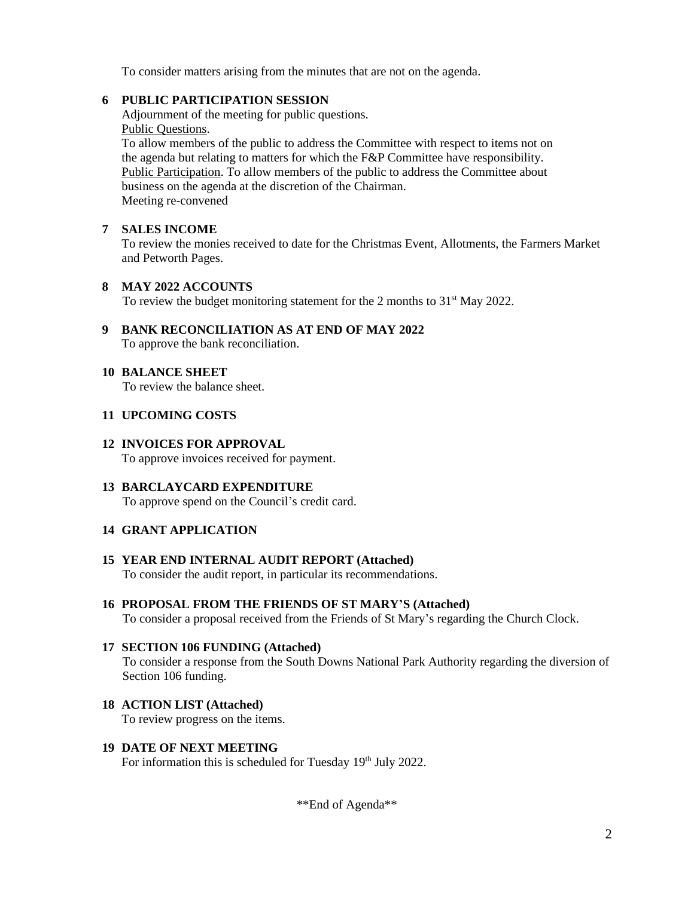To consider matters arising from the minutes that are not on the agenda.

**6 PUBLIC PARTICIPATION SESSION**

Adjournment of the meeting for public questions.

Public Questions.

To allow members of the public to address the Committee with respect to items not on the agenda but relating to matters for which the F&P Committee have responsibility.

Public Participation. To allow members of the public to address the Committee about business on the agenda at the discretion of the Chairman.

Meeting re-convened

**7 SALES INCOME**

To review the monies received to date for the Christmas Event, Allotments, the Farmers Market and Petworth Pages.

**8 MAY 2022 ACCOUNTS**

To review the budget monitoring statement for the 2 months to 31st May 2022.

**9 BANK RECONCILIATION AS AT END OF MAY 2022**

To approve the bank reconciliation.

**10 BALANCE SHEET**

To review the balance sheet.

**11 UPCOMING COSTS**

**12 INVOICES FOR APPROVAL**

To approve invoices received for payment.

**13 BARCLAYCARD EXPENDITURE**

To approve spend on the Council's credit card.

**14 GRANT APPLICATION**

**15 YEAR END INTERNAL AUDIT REPORT (Attached)**

To consider the audit report, in particular its recommendations.

**16 PROPOSAL FROM THE FRIENDS OF ST MARY'S (Attached)**

To consider a proposal received from the Friends of St Mary's regarding the Church Clock.

**17 SECTION 106 FUNDING (Attached)**

To consider a response from the South Downs National Park Authority regarding the diversion of Section 106 funding.

**18 ACTION LIST (Attached)**

To review progress on the items.

**19 DATE OF NEXT MEETING**

For information this is scheduled for Tuesday 19th July 2022.

\*\*End of Agenda\*\*